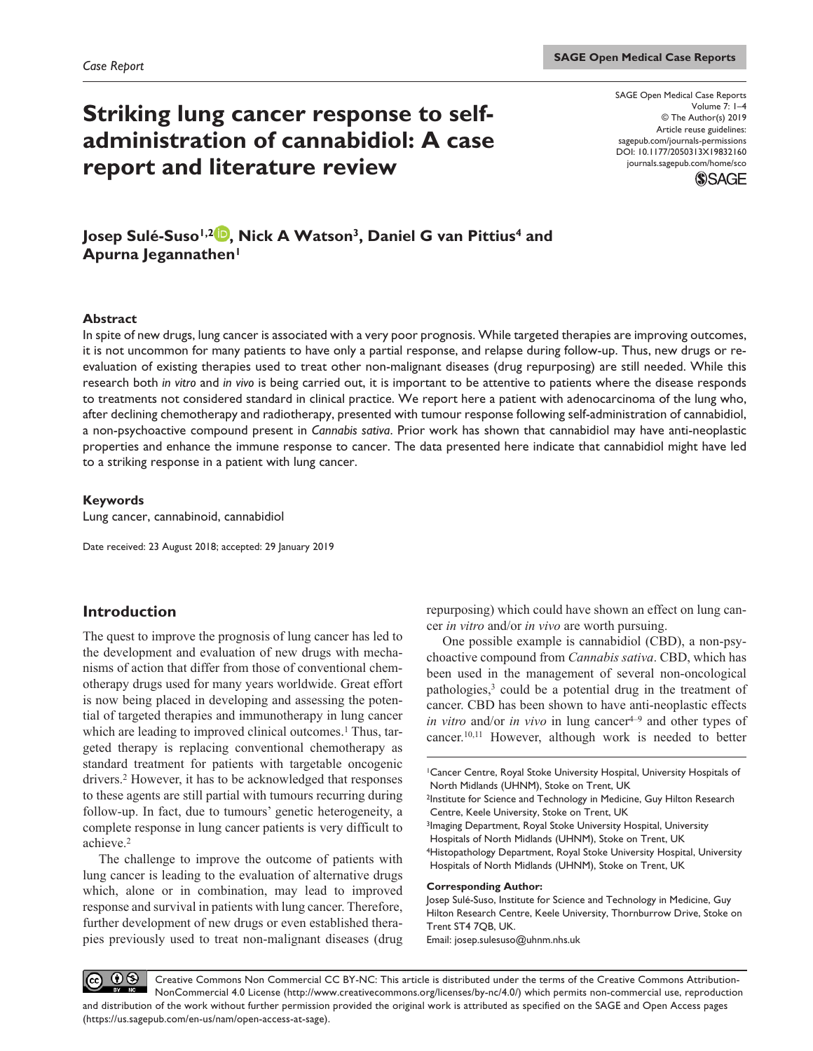Case Report

# Striking lung cancer response to self-administration of cannabidiol: A case report and literature review

**Josep Sulé-Suso[1,2], Nick A Watson[3], Daniel G van Pittius[4] and Apurna Jegannathen[1]**

## Abstract

In spite of new drugs, lung cancer is associated with a very poor prognosis. While targeted therapies are improving outcomes, it is not uncommon for many patients to have only a partial response, and relapse during follow-up. Thus, new drugs or re-evaluation of existing therapies used to treat other non-malignant diseases (drug repurposing) are still needed. While this research both *in vitro* and *in vivo* is being carried out, it is important to be attentive to patients where the disease responds to treatments not considered standard in clinical practice. We report here a patient with adenocarcinoma of the lung who, after declining chemotherapy and radiotherapy, presented with tumour response following self-administration of cannabidiol, a non-psychoactive compound present in *Cannabis sativa*. Prior work has shown that cannabidiol may have anti-neoplastic properties and enhance the immune response to cancer. The data presented here indicate that cannabidiol might have led to a striking response in a patient with lung cancer.

## Keywords

Lung cancer, cannabinoid, cannabidiol

Date received: 23 August 2018; accepted: 29 January 2019

## Introduction

The quest to improve the prognosis of lung cancer has led to the development and evaluation of new drugs with mechanisms of action that differ from those of conventional chemotherapy drugs used for many years worldwide. Great effort is now being placed in developing and assessing the potential of targeted therapies and immunotherapy in lung cancer which are leading to improved clinical outcomes.[1] Thus, targeted therapy is replacing conventional chemotherapy as standard treatment for patients with targetable oncogenic drivers.[2] However, it has to be acknowledged that responses to these agents are still partial with tumours recurring during follow-up. In fact, due to tumours' genetic heterogeneity, a complete response in lung cancer patients is very difficult to achieve.[2]

The challenge to improve the outcome of patients with lung cancer is leading to the evaluation of alternative drugs which, alone or in combination, may lead to improved response and survival in patients with lung cancer. Therefore, further development of new drugs or even established therapies previously used to treat non-malignant diseases (drug repurposing) which could have shown an effect on lung cancer *in vitro* and/or *in vivo* are worth pursuing.

One possible example is cannabidiol (CBD), a non-psychoactive compound from *Cannabis sativa*. CBD, which has been used in the management of several non-oncological pathologies,[3] could be a potential drug in the treatment of cancer. CBD has been shown to have anti-neoplastic effects *in vitro* and/or *in vivo* in lung cancer[4–9] and other types of cancer.[10,11] However, although work is needed to better

[1]Cancer Centre, Royal Stoke University Hospital, University Hospitals of North Midlands (UHNM), Stoke on Trent, UK
[2]Institute for Science and Technology in Medicine, Guy Hilton Research Centre, Keele University, Stoke on Trent, UK
[3]Imaging Department, Royal Stoke University Hospital, University Hospitals of North Midlands (UHNM), Stoke on Trent, UK
[4]Histopathology Department, Royal Stoke University Hospital, University Hospitals of North Midlands (UHNM), Stoke on Trent, UK

**Corresponding Author:**
Josep Sulé-Suso, Institute for Science and Technology in Medicine, Guy Hilton Research Centre, Keele University, Thornburrow Drive, Stoke on Trent ST4 7QB, UK.
Email: josep.sulesuso@uhnm.nhs.uk

Creative Commons Non Commercial CC BY-NC: This article is distributed under the terms of the Creative Commons Attribution-NonCommercial 4.0 License (http://www.creativecommons.org/licenses/by-nc/4.0/) which permits non-commercial use, reproduction and distribution of the work without further permission provided the original work is attributed as specified on the SAGE and Open Access pages (https://us.sagepub.com/en-us/nam/open-access-at-sage).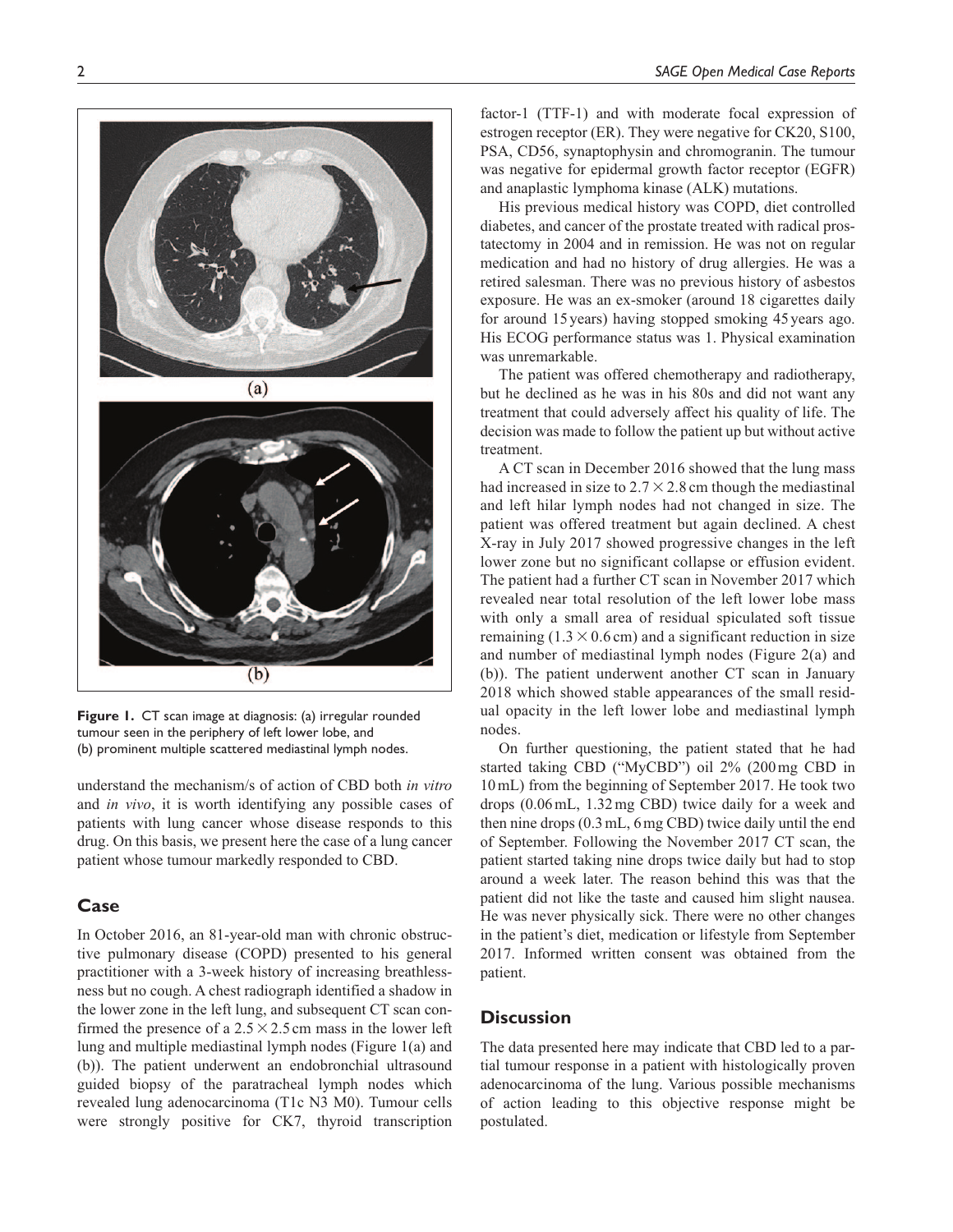Figure 1. CT scan image at diagnosis: (a) irregular rounded tumour seen in the periphery of left lower lobe, and (b) prominent multiple scattered mediastinal lymph nodes.

understand the mechanism/s of action of CBD both *in vitro* and *in vivo*, it is worth identifying any possible cases of patients with lung cancer whose disease responds to this drug. On this basis, we present here the case of a lung cancer patient whose tumour markedly responded to CBD.

## Case

In October 2016, an 81-year-old man with chronic obstructive pulmonary disease (COPD) presented to his general practitioner with a 3-week history of increasing breathlessness but no cough. A chest radiograph identified a shadow in the lower zone in the left lung, and subsequent CT scan confirmed the presence of a 2.5 × 2.5 cm mass in the lower left lung and multiple mediastinal lymph nodes (Figure 1(a) and (b)). The patient underwent an endobronchial ultrasound guided biopsy of the paratracheal lymph nodes which revealed lung adenocarcinoma (T1c N3 M0). Tumour cells were strongly positive for CK7, thyroid transcription factor-1 (TTF-1) and with moderate focal expression of estrogen receptor (ER). They were negative for CK20, S100, PSA, CD56, synaptophysin and chromogranin. The tumour was negative for epidermal growth factor receptor (EGFR) and anaplastic lymphoma kinase (ALK) mutations.

His previous medical history was COPD, diet controlled diabetes, and cancer of the prostate treated with radical prostatectomy in 2004 and in remission. He was not on regular medication and had no history of drug allergies. He was a retired salesman. There was no previous history of asbestos exposure. He was an ex-smoker (around 18 cigarettes daily for around 15 years) having stopped smoking 45 years ago. His ECOG performance status was 1. Physical examination was unremarkable.

The patient was offered chemotherapy and radiotherapy, but he declined as he was in his 80s and did not want any treatment that could adversely affect his quality of life. The decision was made to follow the patient up but without active treatment.

A CT scan in December 2016 showed that the lung mass had increased in size to 2.7 × 2.8 cm though the mediastinal and left hilar lymph nodes had not changed in size. The patient was offered treatment but again declined. A chest X-ray in July 2017 showed progressive changes in the left lower zone but no significant collapse or effusion evident. The patient had a further CT scan in November 2017 which revealed near total resolution of the left lower lobe mass with only a small area of residual spiculated soft tissue remaining (1.3 × 0.6 cm) and a significant reduction in size and number of mediastinal lymph nodes (Figure 2(a) and (b)). The patient underwent another CT scan in January 2018 which showed stable appearances of the small residual opacity in the left lower lobe and mediastinal lymph nodes.

On further questioning, the patient stated that he had started taking CBD ("MyCBD") oil 2% (200 mg CBD in 10 mL) from the beginning of September 2017. He took two drops (0.06 mL, 1.32 mg CBD) twice daily for a week and then nine drops (0.3 mL, 6 mg CBD) twice daily until the end of September. Following the November 2017 CT scan, the patient started taking nine drops twice daily but had to stop around a week later. The reason behind this was that the patient did not like the taste and caused him slight nausea. He was never physically sick. There were no other changes in the patient's diet, medication or lifestyle from September 2017. Informed written consent was obtained from the patient.

## Discussion

The data presented here may indicate that CBD led to a partial tumour response in a patient with histologically proven adenocarcinoma of the lung. Various possible mechanisms of action leading to this objective response might be postulated.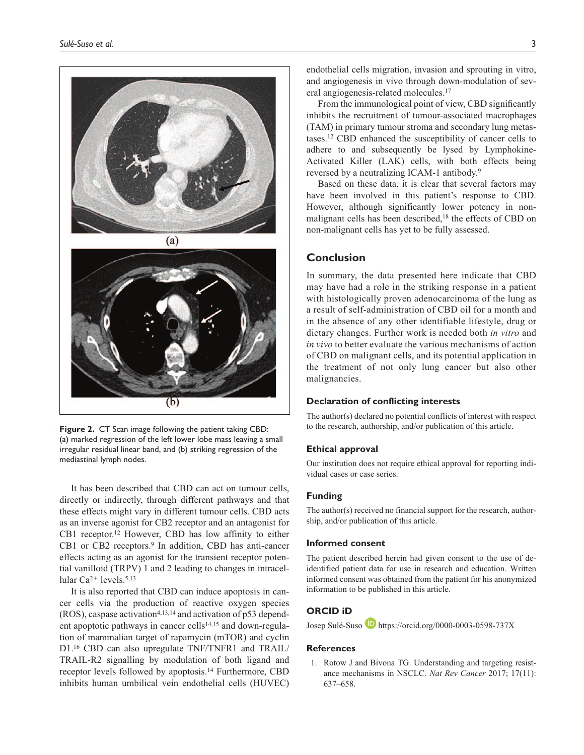(a)

(b)

**Figure 2.** CT Scan image following the patient taking CBD: (a) marked regression of the left lower lobe mass leaving a small irregular residual linear band, and (b) striking regression of the mediastinal lymph nodes.

It has been described that CBD can act on tumour cells, directly or indirectly, through different pathways and that these effects might vary in different tumour cells. CBD acts as an inverse agonist for CB2 receptor and an antagonist for CB1 receptor.[12] However, CBD has low affinity to either CB1 or CB2 receptors.[9] In addition, CBD has anti-cancer effects acting as an agonist for the transient receptor potential vanilloid (TRPV) 1 and 2 leading to changes in intracellular $Ca^{2+}$ levels.[5,13]

It is also reported that CBD can induce apoptosis in cancer cells via the production of reactive oxygen species (ROS), caspase activation[4,13,14] and activation of p53 dependent apoptotic pathways in cancer cells[14,15] and down-regulation of mammalian target of rapamycin (mTOR) and cyclin D1.[16] CBD can also upregulate TNF/TNFR1 and TRAIL/TRAIL-R2 signalling by modulation of both ligand and receptor levels followed by apoptosis.[14] Furthermore, CBD inhibits human umbilical vein endothelial cells (HUVEC) endothelial cells migration, invasion and sprouting in vitro, and angiogenesis in vivo through down-modulation of several angiogenesis-related molecules.[17]

From the immunological point of view, CBD significantly inhibits the recruitment of tumour-associated macrophages (TAM) in primary tumour stroma and secondary lung metastases.[12] CBD enhanced the susceptibility of cancer cells to adhere to and subsequently be lysed by Lymphokine-Activated Killer (LAK) cells, with both effects being reversed by a neutralizing ICAM-1 antibody.[9]

Based on these data, it is clear that several factors may have been involved in this patient's response to CBD. However, although significantly lower potency in non-malignant cells has been described,[18] the effects of CBD on non-malignant cells has yet to be fully assessed.

## Conclusion

In summary, the data presented here indicate that CBD may have had a role in the striking response in a patient with histologically proven adenocarcinoma of the lung as a result of self-administration of CBD oil for a month and in the absence of any other identifiable lifestyle, drug or dietary changes. Further work is needed both *in vitro* and *in vivo* to better evaluate the various mechanisms of action of CBD on malignant cells, and its potential application in the treatment of not only lung cancer but also other malignancies.

### Declaration of conflicting interests

The author(s) declared no potential conflicts of interest with respect to the research, authorship, and/or publication of this article.

### Ethical approval

Our institution does not require ethical approval for reporting individual cases or case series.

### Funding

The author(s) received no financial support for the research, authorship, and/or publication of this article.

### Informed consent

The patient described herein had given consent to the use of de-identified patient data for use in research and education. Written informed consent was obtained from the patient for his anonymized information to be published in this article.

### ORCID iD

Josep Sulé-Suso https://orcid.org/0000-0003-0598-737X

### References

1. Rotow J and Bivona TG. Understanding and targeting resistance mechanisms in NSCLC. *Nat Rev Cancer* 2017; 17(11): 637–658.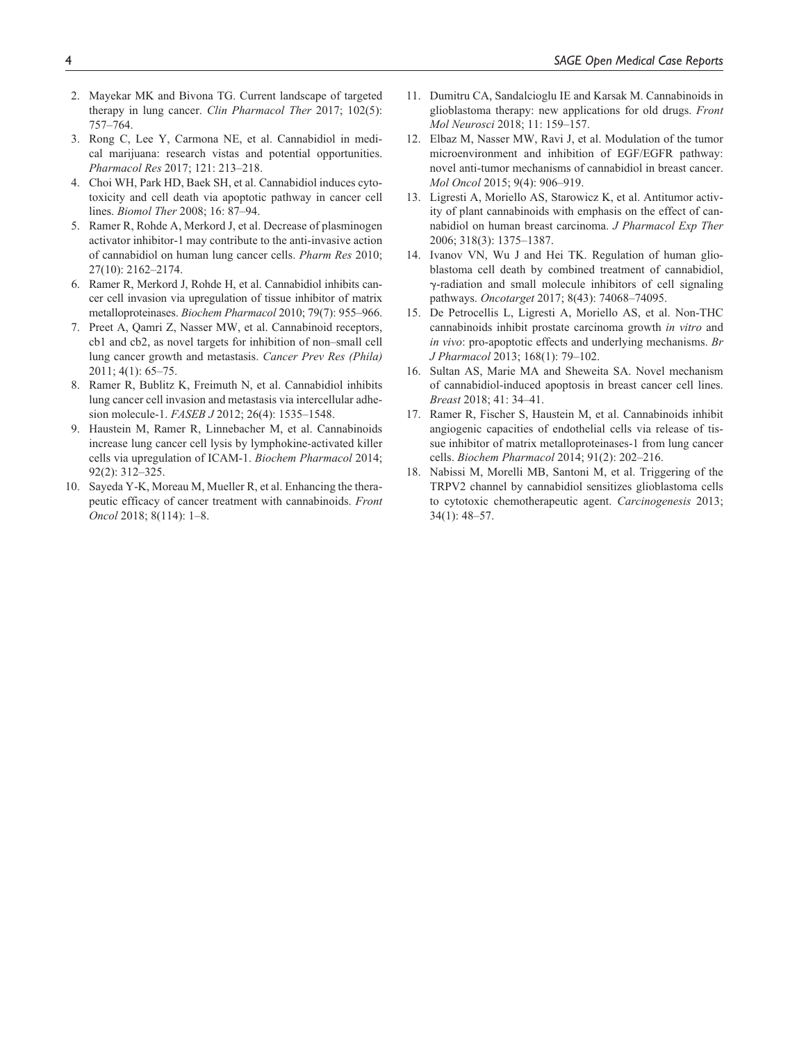2. Mayekar MK and Bivona TG. Current landscape of targeted therapy in lung cancer. *Clin Pharmacol Ther* 2017; 102(5): 757–764.
3. Rong C, Lee Y, Carmona NE, et al. Cannabidiol in medical marijuana: research vistas and potential opportunities. *Pharmacol Res* 2017; 121: 213–218.
4. Choi WH, Park HD, Baek SH, et al. Cannabidiol induces cytotoxicity and cell death via apoptotic pathway in cancer cell lines. *Biomol Ther* 2008; 16: 87–94.
5. Ramer R, Rohde A, Merkord J, et al. Decrease of plasminogen activator inhibitor-1 may contribute to the anti-invasive action of cannabidiol on human lung cancer cells. *Pharm Res* 2010; 27(10): 2162–2174.
6. Ramer R, Merkord J, Rohde H, et al. Cannabidiol inhibits cancer cell invasion via upregulation of tissue inhibitor of matrix metalloproteinases. *Biochem Pharmacol* 2010; 79(7): 955–966.
7. Preet A, Qamri Z, Nasser MW, et al. Cannabinoid receptors, cb1 and cb2, as novel targets for inhibition of non–small cell lung cancer growth and metastasis. *Cancer Prev Res (Phila)* 2011; 4(1): 65–75.
8. Ramer R, Bublitz K, Freimuth N, et al. Cannabidiol inhibits lung cancer cell invasion and metastasis via intercellular adhesion molecule-1. *FASEB J* 2012; 26(4): 1535–1548.
9. Haustein M, Ramer R, Linnebacher M, et al. Cannabinoids increase lung cancer cell lysis by lymphokine-activated killer cells via upregulation of ICAM-1. *Biochem Pharmacol* 2014; 92(2): 312–325.
10. Sayeda Y-K, Moreau M, Mueller R, et al. Enhancing the therapeutic efficacy of cancer treatment with cannabinoids. *Front Oncol* 2018; 8(114): 1–8.
11. Dumitru CA, Sandalcioglu IE and Karsak M. Cannabinoids in glioblastoma therapy: new applications for old drugs. *Front Mol Neurosci* 2018; 11: 159–157.
12. Elbaz M, Nasser MW, Ravi J, et al. Modulation of the tumor microenvironment and inhibition of EGF/EGFR pathway: novel anti-tumor mechanisms of cannabidiol in breast cancer. *Mol Oncol* 2015; 9(4): 906–919.
13. Ligresti A, Moriello AS, Starowicz K, et al. Antitumor activity of plant cannabinoids with emphasis on the effect of cannabidiol on human breast carcinoma. *J Pharmacol Exp Ther* 2006; 318(3): 1375–1387.
14. Ivanov VN, Wu J and Hei TK. Regulation of human glioblastoma cell death by combined treatment of cannabidiol, γ-radiation and small molecule inhibitors of cell signaling pathways. *Oncotarget* 2017; 8(43): 74068–74095.
15. De Petrocellis L, Ligresti A, Moriello AS, et al. Non-THC cannabinoids inhibit prostate carcinoma growth *in vitro* and *in vivo*: pro-apoptotic effects and underlying mechanisms. *Br J Pharmacol* 2013; 168(1): 79–102.
16. Sultan AS, Marie MA and Sheweita SA. Novel mechanism of cannabidiol-induced apoptosis in breast cancer cell lines. *Breast* 2018; 41: 34–41.
17. Ramer R, Fischer S, Haustein M, et al. Cannabinoids inhibit angiogenic capacities of endothelial cells via release of tissue inhibitor of matrix metalloproteinases-1 from lung cancer cells. *Biochem Pharmacol* 2014; 91(2): 202–216.
18. Nabissi M, Morelli MB, Santoni M, et al. Triggering of the TRPV2 channel by cannabidiol sensitizes glioblastoma cells to cytotoxic chemotherapeutic agent. *Carcinogenesis* 2013; 34(1): 48–57.